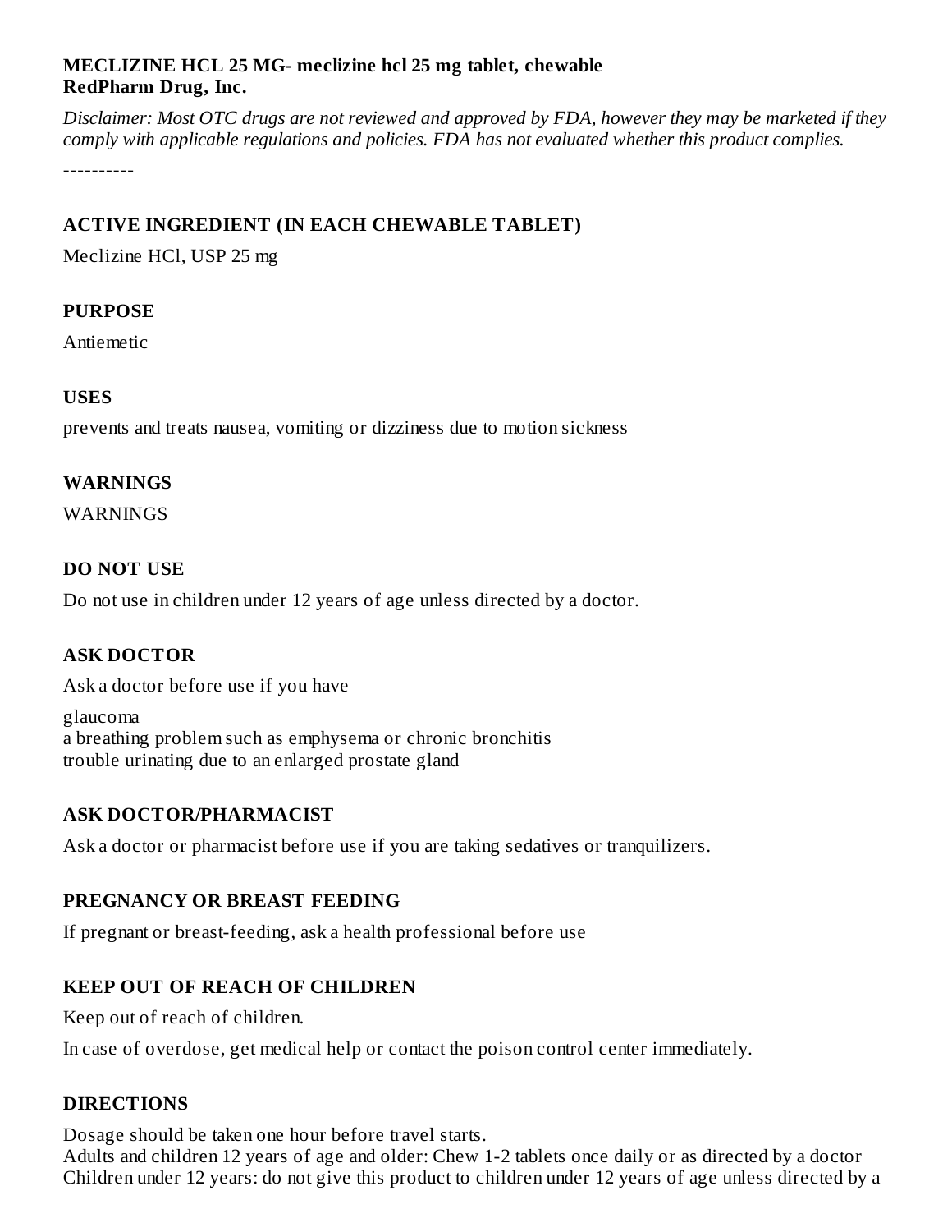**MECLIZINE HCL 25 MG- meclizine hcl 25 mg tablet, chewable**
**RedPharm Drug, Inc.**

*Disclaimer: Most OTC drugs are not reviewed and approved by FDA, however they may be marketed if they comply with applicable regulations and policies. FDA has not evaluated whether this product complies.*

----------

### ACTIVE INGREDIENT (IN EACH CHEWABLE TABLET)

Meclizine HCl, USP 25 mg

### PURPOSE

Antiemetic

### USES

prevents and treats nausea, vomiting or dizziness due to motion sickness

### WARNINGS

WARNINGS

### DO NOT USE

Do not use in children under 12 years of age unless directed by a doctor.

### ASK DOCTOR

Ask a doctor before use if you have

glaucoma
a breathing problem such as emphysema or chronic bronchitis
trouble urinating due to an enlarged prostate gland

### ASK DOCTOR/PHARMACIST

Ask a doctor or pharmacist before use if you are taking sedatives or tranquilizers.

### PREGNANCY OR BREAST FEEDING

If pregnant or breast-feeding, ask a health professional before use

### KEEP OUT OF REACH OF CHILDREN

Keep out of reach of children.

In case of overdose, get medical help or contact the poison control center immediately.

### DIRECTIONS

Dosage should be taken one hour before travel starts.
Adults and children 12 years of age and older: Chew 1-2 tablets once daily or as directed by a doctor
Children under 12 years: do not give this product to children under 12 years of age unless directed by a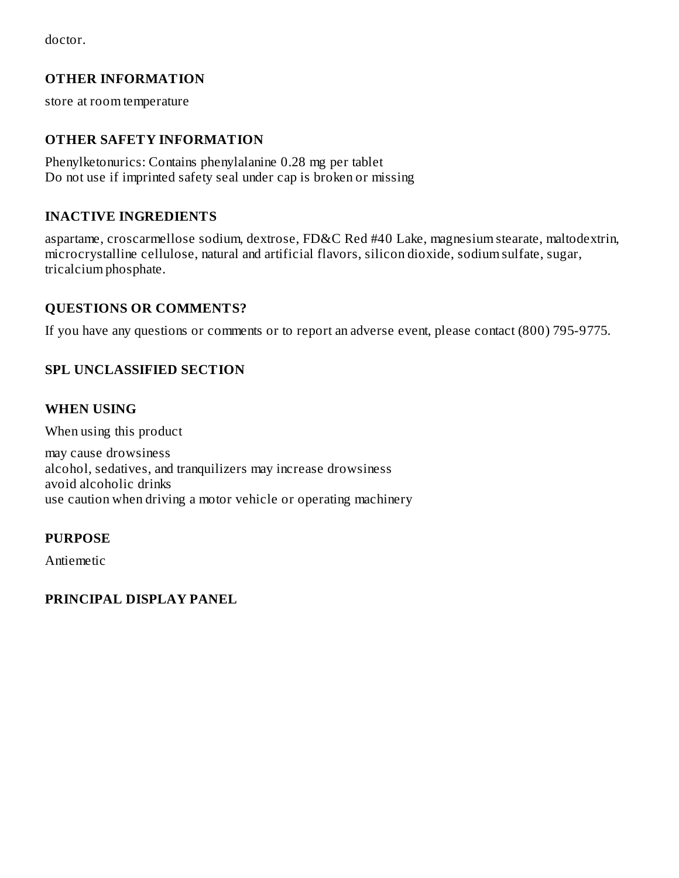doctor.

## OTHER INFORMATION

store at room temperature

## OTHER SAFETY INFORMATION

Phenylketonurics: Contains phenylalanine 0.28 mg per tablet
Do not use if imprinted safety seal under cap is broken or missing

## INACTIVE INGREDIENTS

aspartame, croscarmellose sodium, dextrose, FD&C Red #40 Lake, magnesium stearate, maltodextrin, microcrystalline cellulose, natural and artificial flavors, silicon dioxide, sodium sulfate, sugar, tricalcium phosphate.

## QUESTIONS OR COMMENTS?

If you have any questions or comments or to report an adverse event, please contact (800) 795-9775.

## SPL UNCLASSIFIED SECTION

## WHEN USING

When using this product

may cause drowsiness
alcohol, sedatives, and tranquilizers may increase drowsiness
avoid alcoholic drinks
use caution when driving a motor vehicle or operating machinery

## PURPOSE

Antiemetic

## PRINCIPAL DISPLAY PANEL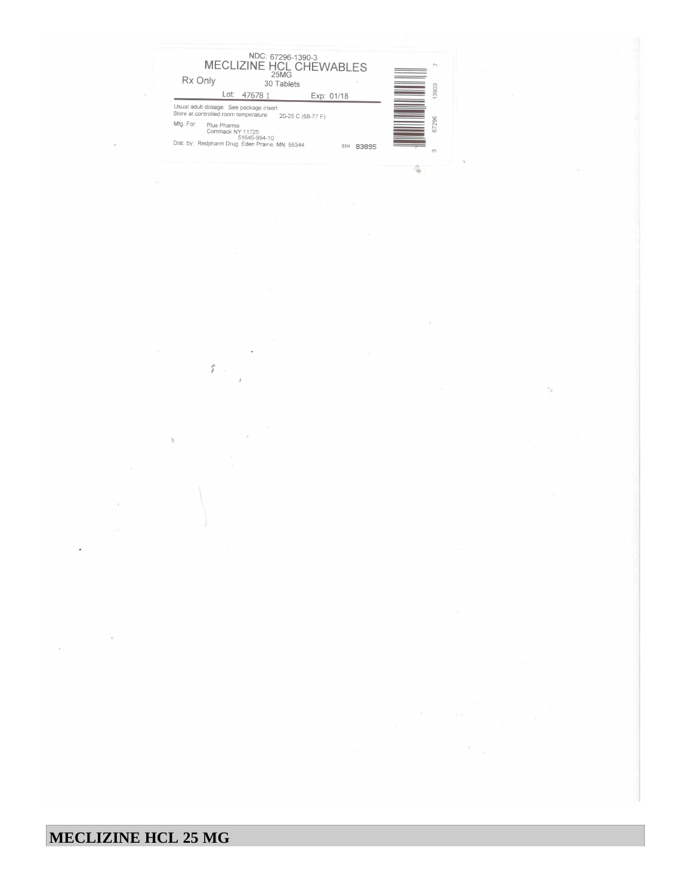NDC: 67296-1390-3

MECLIZINE HCL CHEWABLES

25MG

Rx Only

30 Tablets

Lot: 47678 1 Exp: 01/18

Usual adult dosage: See package insert

Store at controlled room temperature: 20-25 C (68-77 F)

Mfg. For: Plus Pharma
Commack NY 11725
51645-994-10

Dist. by: Redpharm Drug Eden Prairie, MN 55344

SIN 83895

3 67296 13903 7

**MECLIZINE HCL 25 MG**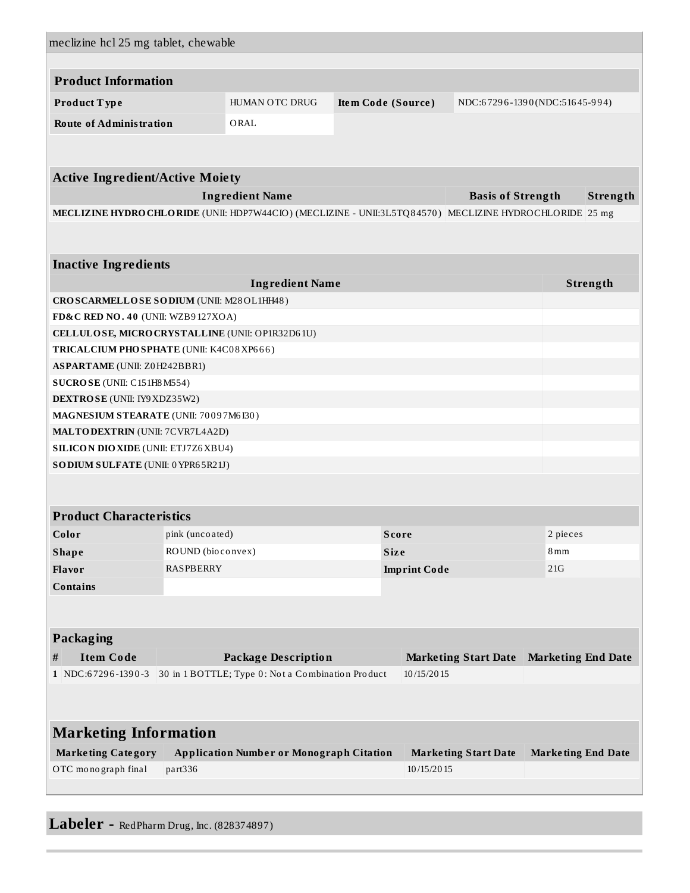meclizine hcl 25 mg tablet, chewable

## Product Information

| | | | |
|---|---|---|---|
| **Product Type** | HUMAN OTC DRUG | **Item Code (Source)** | NDC:67296-1390(NDC:51645-994) |
| **Route of Administration** | ORAL | | |

## Active Ingredient/Active Moiety

| Ingredient Name | Basis of Strength | Strength |
|---|---|---|
| **MECLIZINE HYDROCHLORIDE** (UNII: HDP7W44CIO) (MECLIZINE - UNII:3L5TQ84570) | MECLIZINE HYDROCHLORIDE | 25 mg |

## Inactive Ingredients

| Ingredient Name | Strength |
|---|---|
| **CROSCARMELLOSE SODIUM** (UNII: M28OL1HH48) | |
| **FD&C RED NO. 40** (UNII: WZB9127XOA) | |
| **CELLULOSE, MICROCRYSTALLINE** (UNII: OP1R32D61U) | |
| **TRICALCIUM PHOSPHATE** (UNII: K4C08XP666) | |
| **ASPARTAME** (UNII: Z0H242BBR1) | |
| **SUCROSE** (UNII: C151H8M554) | |
| **DEXTROSE** (UNII: IY9XDZ35W2) | |
| **MAGNESIUM STEARATE** (UNII: 70097M6I30) | |
| **MALTODEXTRIN** (UNII: 7CVR7L4A2D) | |
| **SILICON DIOXIDE** (UNII: ETJ7Z6XBU4) | |
| **SODIUM SULFATE** (UNII: 0YPR65R21J) | |

## Product Characteristics

| | | | |
|---|---|---|---|
| **Color** | pink (uncoated) | **Score** | 2 pieces |
| **Shape** | ROUND (bioconvex) | **Size** | 8mm |
| **Flavor** | RASPBERRY | **Imprint Code** | 21G |
| **Contains** | | | |

## Packaging

| # | Item Code | Package Description | Marketing Start Date | Marketing End Date |
|---|---|---|---|---|
| 1 | NDC:67296-1390-3 | 30 in 1 BOTTLE; Type 0: Not a Combination Product | 10/15/2015 | |

## Marketing Information

| Marketing Category | Application Number or Monograph Citation | Marketing Start Date | Marketing End Date |
|---|---|---|---|
| OTC monograph final | part336 | 10/15/2015 | |

**Labeler -** RedPharm Drug, Inc. (828374897)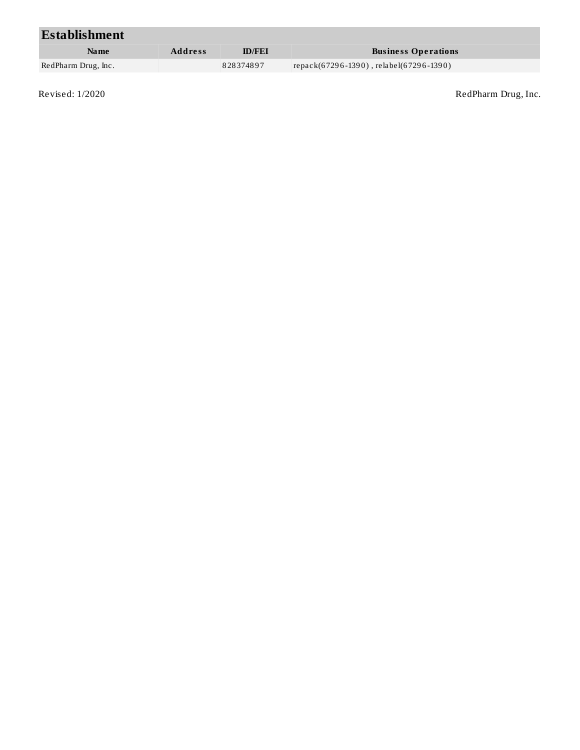## Establishment

| Name | Address | ID/FEI | Business Operations |
|---|---|---|---|
| RedPharm Drug, Inc. | | 828374897 | repack(67296-1390) , relabel(67296-1390) |

Revised: 1/2020

RedPharm Drug, Inc.